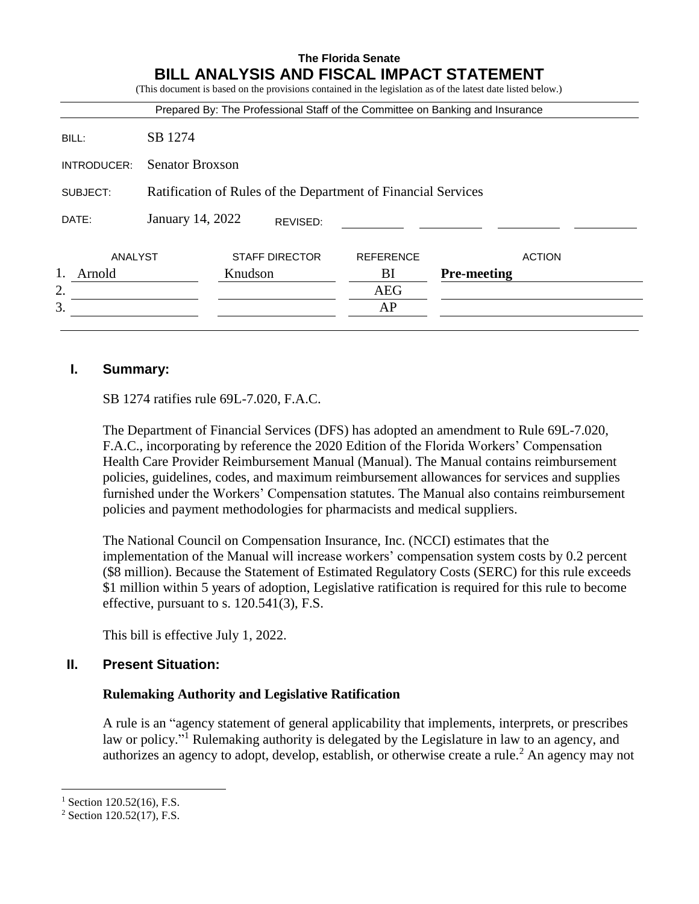**The Florida Senate**

# BILL ANALYSIS AND FISCAL IMPACT STATEMENT

(This document is based on the provisions contained in the legislation as of the latest date listed below.)

Prepared By: The Professional Staff of the Committee on Banking and Insurance

BILL: SB 1274

INTRODUCER: Senator Broxson

SUBJECT: Ratification of Rules of the Department of Financial Services

DATE: January 14, 2022 REVISED:

| | ANALYST | STAFF DIRECTOR | REFERENCE | ACTION |
|---|---|---|---|---|
| 1. | Arnold | Knudson | BI | **Pre-meeting** |
| 2. | | | AEG | |
| 3. | | | AP | |

## I. Summary:

SB 1274 ratifies rule 69L-7.020, F.A.C.

The Department of Financial Services (DFS) has adopted an amendment to Rule 69L-7.020, F.A.C., incorporating by reference the 2020 Edition of the Florida Workers' Compensation Health Care Provider Reimbursement Manual (Manual). The Manual contains reimbursement policies, guidelines, codes, and maximum reimbursement allowances for services and supplies furnished under the Workers' Compensation statutes. The Manual also contains reimbursement policies and payment methodologies for pharmacists and medical suppliers.

The National Council on Compensation Insurance, Inc. (NCCI) estimates that the implementation of the Manual will increase workers' compensation system costs by 0.2 percent ($8 million). Because the Statement of Estimated Regulatory Costs (SERC) for this rule exceeds $1 million within 5 years of adoption, Legislative ratification is required for this rule to become effective, pursuant to s. 120.541(3), F.S.

This bill is effective July 1, 2022.

## II. Present Situation:

### Rulemaking Authority and Legislative Ratification

A rule is an "agency statement of general applicability that implements, interprets, or prescribes law or policy."[1] Rulemaking authority is delegated by the Legislature in law to an agency, and authorizes an agency to adopt, develop, establish, or otherwise create a rule.[2] An agency may not

[1] Section 120.52(16), F.S.

[2] Section 120.52(17), F.S.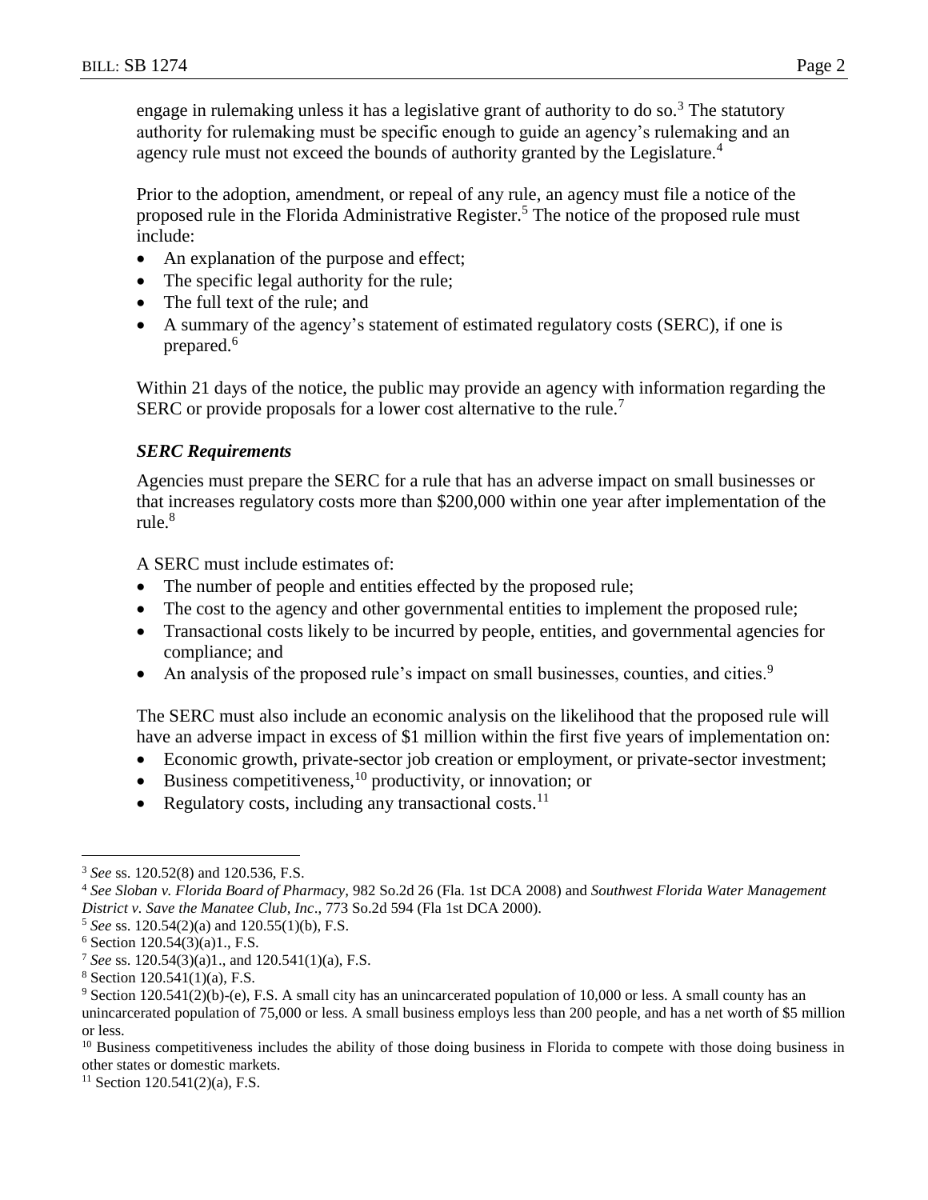engage in rulemaking unless it has a legislative grant of authority to do so.[3] The statutory authority for rulemaking must be specific enough to guide an agency's rulemaking and an agency rule must not exceed the bounds of authority granted by the Legislature.[4]

Prior to the adoption, amendment, or repeal of any rule, an agency must file a notice of the proposed rule in the Florida Administrative Register.[5] The notice of the proposed rule must include:

- An explanation of the purpose and effect;
- The specific legal authority for the rule;
- The full text of the rule; and
- A summary of the agency's statement of estimated regulatory costs (SERC), if one is prepared.[6]

Within 21 days of the notice, the public may provide an agency with information regarding the SERC or provide proposals for a lower cost alternative to the rule.[7]

### *SERC Requirements*

Agencies must prepare the SERC for a rule that has an adverse impact on small businesses or that increases regulatory costs more than $200,000 within one year after implementation of the rule.[8]

A SERC must include estimates of:

- The number of people and entities effected by the proposed rule;
- The cost to the agency and other governmental entities to implement the proposed rule;
- Transactional costs likely to be incurred by people, entities, and governmental agencies for compliance; and
- An analysis of the proposed rule's impact on small businesses, counties, and cities.[9]

The SERC must also include an economic analysis on the likelihood that the proposed rule will have an adverse impact in excess of $1 million within the first five years of implementation on:

- Economic growth, private-sector job creation or employment, or private-sector investment;
- Business competitiveness,[10] productivity, or innovation; or
- Regulatory costs, including any transactional costs.[11]

---

[3] *See* ss. 120.52(8) and 120.536, F.S.

[4] *See Sloban v. Florida Board of Pharmacy*, 982 So.2d 26 (Fla. 1st DCA 2008) and *Southwest Florida Water Management District v. Save the Manatee Club, Inc*., 773 So.2d 594 (Fla 1st DCA 2000).

[5] *See* ss. 120.54(2)(a) and 120.55(1)(b), F.S.

[6] Section 120.54(3)(a)1., F.S.

[7] *See* ss. 120.54(3)(a)1., and 120.541(1)(a), F.S.

[8] Section 120.541(1)(a), F.S.

[9] Section 120.541(2)(b)-(e), F.S. A small city has an unincarcerated population of 10,000 or less. A small county has an unincarcerated population of 75,000 or less. A small business employs less than 200 people, and has a net worth of $5 million or less.

[10] Business competitiveness includes the ability of those doing business in Florida to compete with those doing business in other states or domestic markets.

[11] Section 120.541(2)(a), F.S.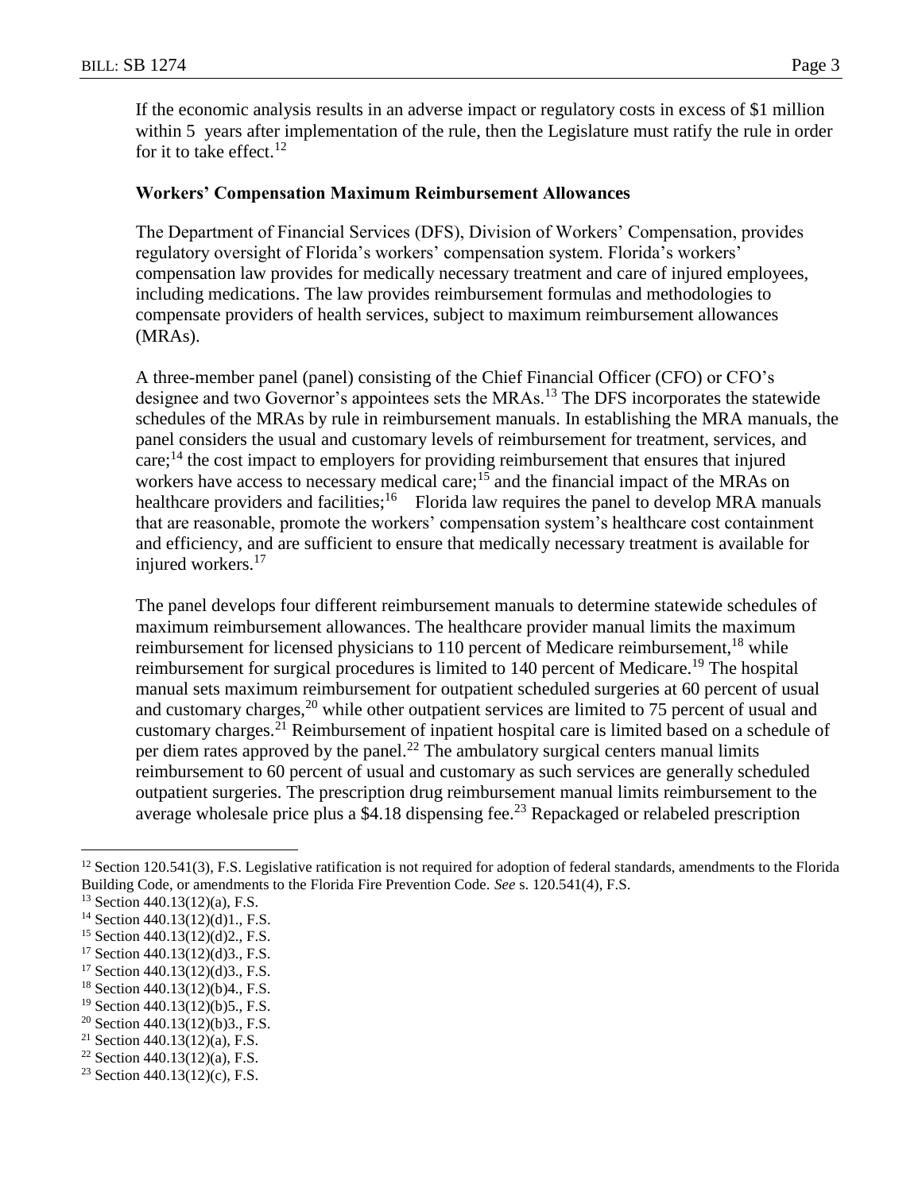If the economic analysis results in an adverse impact or regulatory costs in excess of $1 million within 5 years after implementation of the rule, then the Legislature must ratify the rule in order for it to take effect.[12]

### Workers' Compensation Maximum Reimbursement Allowances

The Department of Financial Services (DFS), Division of Workers' Compensation, provides regulatory oversight of Florida's workers' compensation system. Florida's workers' compensation law provides for medically necessary treatment and care of injured employees, including medications. The law provides reimbursement formulas and methodologies to compensate providers of health services, subject to maximum reimbursement allowances (MRAs).

A three-member panel (panel) consisting of the Chief Financial Officer (CFO) or CFO's designee and two Governor's appointees sets the MRAs.[13] The DFS incorporates the statewide schedules of the MRAs by rule in reimbursement manuals. In establishing the MRA manuals, the panel considers the usual and customary levels of reimbursement for treatment, services, and care;[14] the cost impact to employers for providing reimbursement that ensures that injured workers have access to necessary medical care;[15] and the financial impact of the MRAs on healthcare providers and facilities;[16] Florida law requires the panel to develop MRA manuals that are reasonable, promote the workers' compensation system's healthcare cost containment and efficiency, and are sufficient to ensure that medically necessary treatment is available for injured workers.[17]

The panel develops four different reimbursement manuals to determine statewide schedules of maximum reimbursement allowances. The healthcare provider manual limits the maximum reimbursement for licensed physicians to 110 percent of Medicare reimbursement,[18] while reimbursement for surgical procedures is limited to 140 percent of Medicare.[19] The hospital manual sets maximum reimbursement for outpatient scheduled surgeries at 60 percent of usual and customary charges,[20] while other outpatient services are limited to 75 percent of usual and customary charges.[21] Reimbursement of inpatient hospital care is limited based on a schedule of per diem rates approved by the panel.[22] The ambulatory surgical centers manual limits reimbursement to 60 percent of usual and customary as such services are generally scheduled outpatient surgeries. The prescription drug reimbursement manual limits reimbursement to the average wholesale price plus a $4.18 dispensing fee.[23] Repackaged or relabeled prescription

---

[12] Section 120.541(3), F.S. Legislative ratification is not required for adoption of federal standards, amendments to the Florida Building Code, or amendments to the Florida Fire Prevention Code. *See* s. 120.541(4), F.S.

[13] Section 440.13(12)(a), F.S.

[14] Section 440.13(12)(d)1., F.S.

[15] Section 440.13(12)(d)2., F.S.

[17] Section 440.13(12)(d)3., F.S.

[17] Section 440.13(12)(d)3., F.S.

[18] Section 440.13(12)(b)4., F.S.

[19] Section 440.13(12)(b)5., F.S.

[20] Section 440.13(12)(b)3., F.S.

[21] Section 440.13(12)(a), F.S.

[22] Section 440.13(12)(a), F.S.

[23] Section 440.13(12)(c), F.S.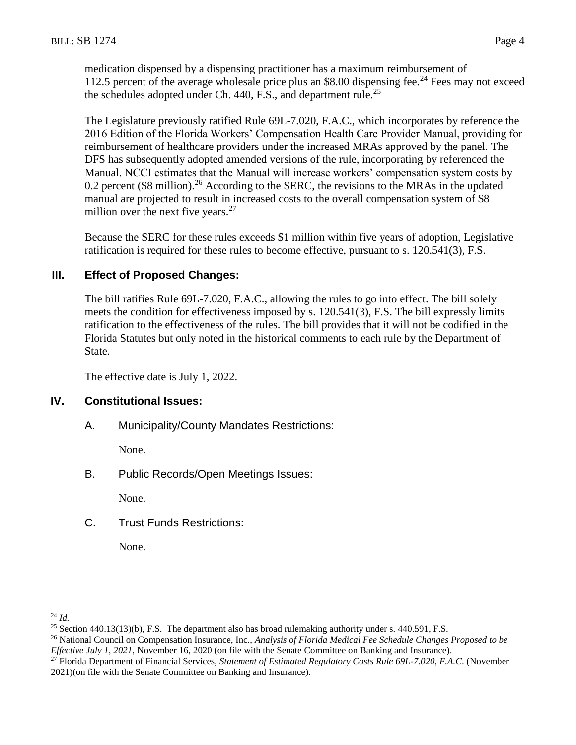medication dispensed by a dispensing practitioner has a maximum reimbursement of 112.5 percent of the average wholesale price plus an $8.00 dispensing fee.[24] Fees may not exceed the schedules adopted under Ch. 440, F.S., and department rule.[25]

The Legislature previously ratified Rule 69L-7.020, F.A.C., which incorporates by reference the 2016 Edition of the Florida Workers' Compensation Health Care Provider Manual, providing for reimbursement of healthcare providers under the increased MRAs approved by the panel. The DFS has subsequently adopted amended versions of the rule, incorporating by referenced the Manual. NCCI estimates that the Manual will increase workers' compensation system costs by 0.2 percent ($8 million).[26] According to the SERC, the revisions to the MRAs in the updated manual are projected to result in increased costs to the overall compensation system of $8 million over the next five years.[27]

Because the SERC for these rules exceeds $1 million within five years of adoption, Legislative ratification is required for these rules to become effective, pursuant to s. 120.541(3), F.S.

## III. Effect of Proposed Changes:

The bill ratifies Rule 69L-7.020, F.A.C., allowing the rules to go into effect. The bill solely meets the condition for effectiveness imposed by s. 120.541(3), F.S. The bill expressly limits ratification to the effectiveness of the rules. The bill provides that it will not be codified in the Florida Statutes but only noted in the historical comments to each rule by the Department of State.

The effective date is July 1, 2022.

## IV. Constitutional Issues:

A. Municipality/County Mandates Restrictions:

None.

B. Public Records/Open Meetings Issues:

None.

C. Trust Funds Restrictions:

None.

---

[24] *Id.*

[25] Section 440.13(13)(b), F.S. The department also has broad rulemaking authority under s. 440.591, F.S.

[26] National Council on Compensation Insurance, Inc., *Analysis of Florida Medical Fee Schedule Changes Proposed to be Effective July 1, 2021*, November 16, 2020 (on file with the Senate Committee on Banking and Insurance).

[27] Florida Department of Financial Services, *Statement of Estimated Regulatory Costs Rule 69L-7.020, F.A.C.* (November 2021)(on file with the Senate Committee on Banking and Insurance).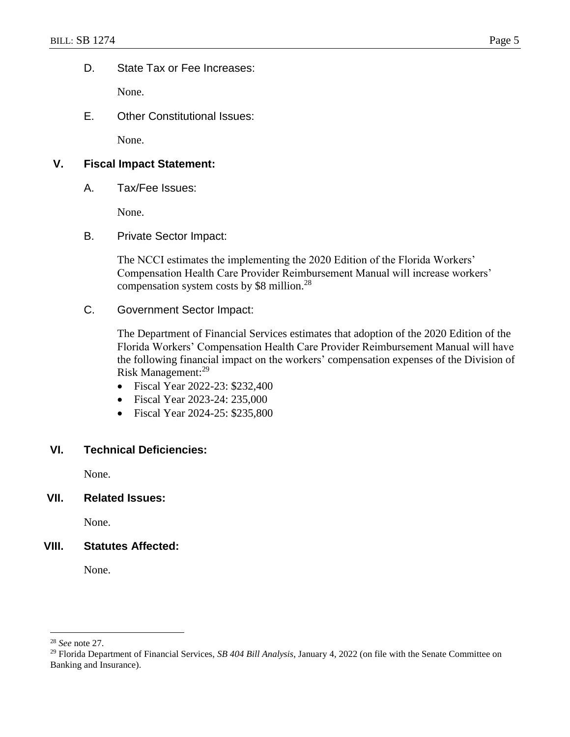D. State Tax or Fee Increases:

None.

E. Other Constitutional Issues:

None.

## V. Fiscal Impact Statement:

A. Tax/Fee Issues:

None.

B. Private Sector Impact:

The NCCI estimates the implementing the 2020 Edition of the Florida Workers' Compensation Health Care Provider Reimbursement Manual will increase workers' compensation system costs by $8 million.[28]

C. Government Sector Impact:

The Department of Financial Services estimates that adoption of the 2020 Edition of the Florida Workers' Compensation Health Care Provider Reimbursement Manual will have the following financial impact on the workers' compensation expenses of the Division of Risk Management:[29]

- Fiscal Year 2022-23: $232,400
- Fiscal Year 2023-24: 235,000
- Fiscal Year 2024-25: $235,800

## VI. Technical Deficiencies:

None.

## VII. Related Issues:

None.

## VIII. Statutes Affected:

None.

---

[28] *See* note 27.

[29] Florida Department of Financial Services, *SB 404 Bill Analysis*, January 4, 2022 (on file with the Senate Committee on Banking and Insurance).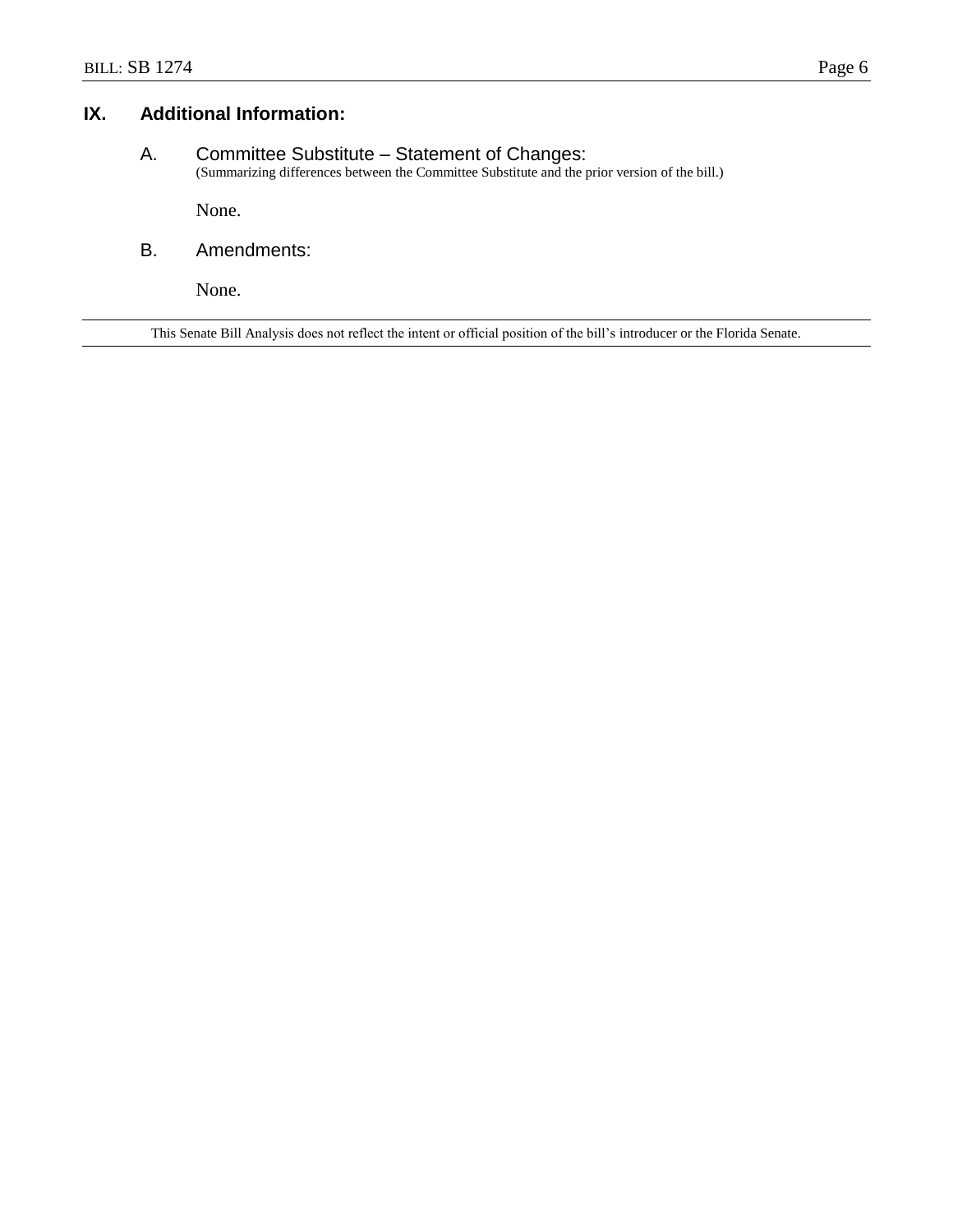## IX. Additional Information:

### A. Committee Substitute – Statement of Changes:

(Summarizing differences between the Committee Substitute and the prior version of the bill.)

None.

### B. Amendments:

None.

---

This Senate Bill Analysis does not reflect the intent or official position of the bill's introducer or the Florida Senate.

---